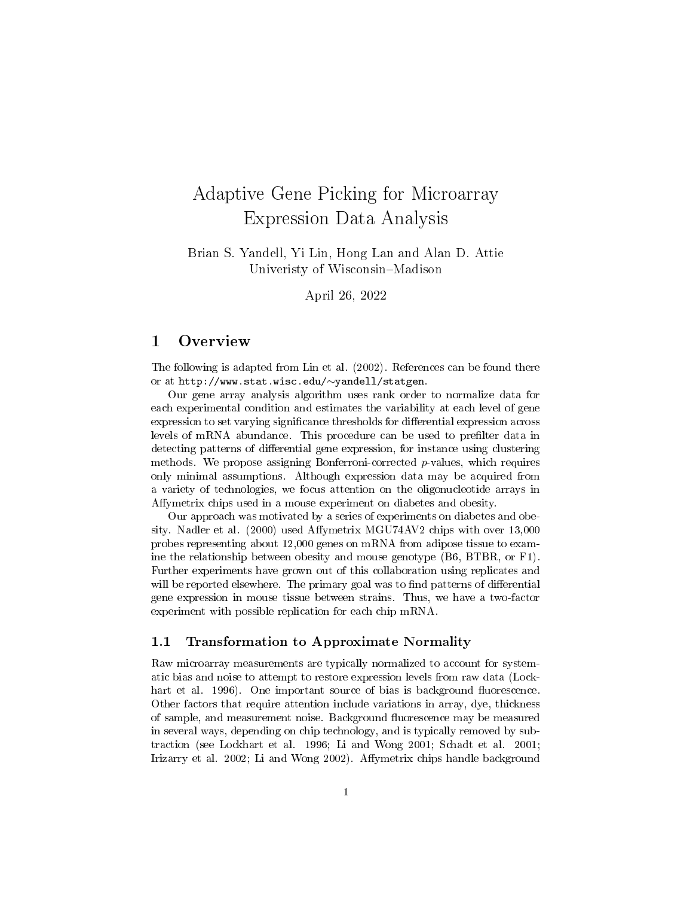# Adaptive Gene Picking for Microarray Expression Data Analysis

Brian S. Yandell, Yi Lin, Hong Lan and Alan D. Attie
Univeristy of Wisconsin–Madison

April 26, 2022

## 1 Overview

The following is adapted from Lin et al. (2002). References can be found there or at `http://www.stat.wisc.edu/~yandell/statgen`.

Our gene array analysis algorithm uses rank order to normalize data for each experimental condition and estimates the variability at each level of gene expression to set varying significance thresholds for differential expression across levels of mRNA abundance. This procedure can be used to prefilter data in detecting patterns of differential gene expression, for instance using clustering methods. We propose assigning Bonferroni-corrected $p$-values, which requires only minimal assumptions. Although expression data may be acquired from a variety of technologies, we focus attention on the oligonucleotide arrays in Affymetrix chips used in a mouse experiment on diabetes and obesity.

Our approach was motivated by a series of experiments on diabetes and obesity. Nadler et al. (2000) used Affymetrix MGU74AV2 chips with over 13,000 probes representing about 12,000 genes on mRNA from adipose tissue to examine the relationship between obesity and mouse genotype (B6, BTBR, or F1). Further experiments have grown out of this collaboration using replicates and will be reported elsewhere. The primary goal was to find patterns of differential gene expression in mouse tissue between strains. Thus, we have a two-factor experiment with possible replication for each chip mRNA.

### 1.1 Transformation to Approximate Normality

Raw microarray measurements are typically normalized to account for systematic bias and noise to attempt to restore expression levels from raw data (Lockhart et al. 1996). One important source of bias is background fluorescence. Other factors that require attention include variations in array, dye, thickness of sample, and measurement noise. Background fluorescence may be measured in several ways, depending on chip technology, and is typically removed by subtraction (see Lockhart et al. 1996; Li and Wong 2001; Schadt et al. 2001; Irizarry et al. 2002; Li and Wong 2002). Affymetrix chips handle background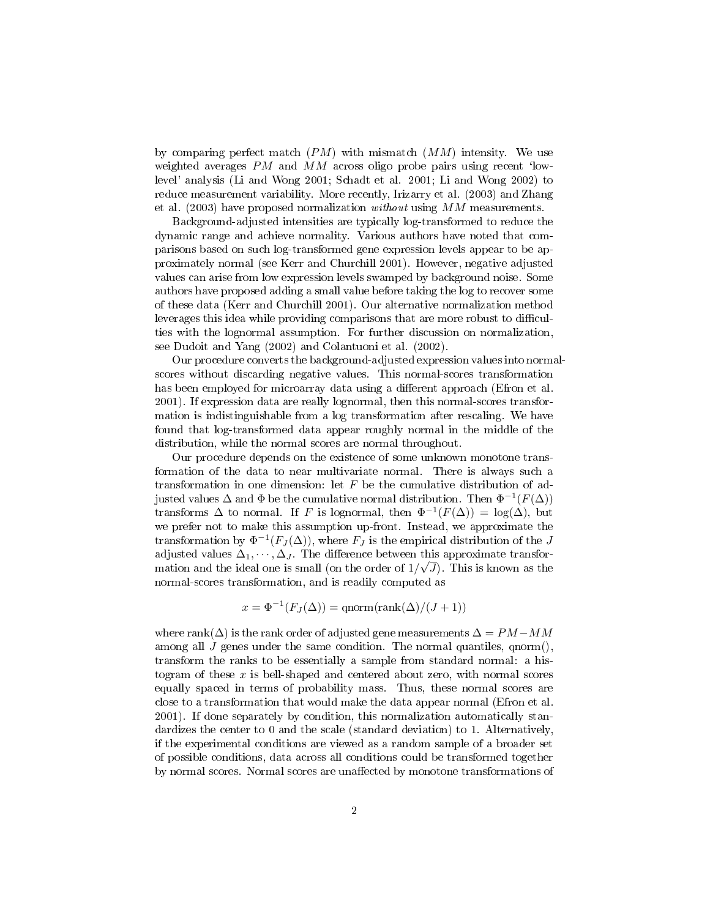by comparing perfect match ($PM$) with mismatch ($MM$) intensity. We use weighted averages $PM$ and $MM$ across oligo probe pairs using recent 'low-level' analysis (Li and Wong 2001; Schadt et al. 2001; Li and Wong 2002) to reduce measurement variability. More recently, Irizarry et al. (2003) and Zhang et al. (2003) have proposed normalization *without* using $MM$ measurements.

Background-adjusted intensities are typically log-transformed to reduce the dynamic range and achieve normality. Various authors have noted that comparisons based on such log-transformed gene expression levels appear to be approximately normal (see Kerr and Churchill 2001). However, negative adjusted values can arise from low expression levels swamped by background noise. Some authors have proposed adding a small value before taking the log to recover some of these data (Kerr and Churchill 2001). Our alternative normalization method leverages this idea while providing comparisons that are more robust to difficulties with the lognormal assumption. For further discussion on normalization, see Dudoit and Yang (2002) and Colantuoni et al. (2002).

Our procedure converts the background-adjusted expression values into normal-scores without discarding negative values. This normal-scores transformation has been employed for microarray data using a different approach (Efron et al. 2001). If expression data are really lognormal, then this normal-scores transformation is indistinguishable from a log transformation after rescaling. We have found that log-transformed data appear roughly normal in the middle of the distribution, while the normal scores are normal throughout.

Our procedure depends on the existence of some unknown monotone transformation of the data to near multivariate normal. There is always such a transformation in one dimension: let $F$ be the cumulative distribution of adjusted values $\Delta$ and $\Phi$ be the cumulative normal distribution. Then $\Phi^{-1}(F(\Delta))$ transforms $\Delta$ to normal. If $F$ is lognormal, then $\Phi^{-1}(F(\Delta)) = \log(\Delta)$, but we prefer not to make this assumption up-front. Instead, we approximate the transformation by $\Phi^{-1}(F_J(\Delta))$, where $F_J$ is the empirical distribution of the $J$ adjusted values $\Delta_1, \cdots, \Delta_J$. The difference between this approximate transformation and the ideal one is small (on the order of $1/\sqrt{J}$). This is known as the normal-scores transformation, and is readily computed as

$$x = \Phi^{-1}(F_J(\Delta)) = \text{qnorm}(\text{rank}(\Delta)/(J+1))$$

where $\text{rank}(\Delta)$ is the rank order of adjusted gene measurements $\Delta = PM - MM$ among all $J$ genes under the same condition. The normal quantiles, qnorm(), transform the ranks to be essentially a sample from standard normal: a histogram of these $x$ is bell-shaped and centered about zero, with normal scores equally spaced in terms of probability mass. Thus, these normal scores are close to a transformation that would make the data appear normal (Efron et al. 2001). If done separately by condition, this normalization automatically standardizes the center to 0 and the scale (standard deviation) to 1. Alternatively, if the experimental conditions are viewed as a random sample of a broader set of possible conditions, data across all conditions could be transformed together by normal scores. Normal scores are unaffected by monotone transformations of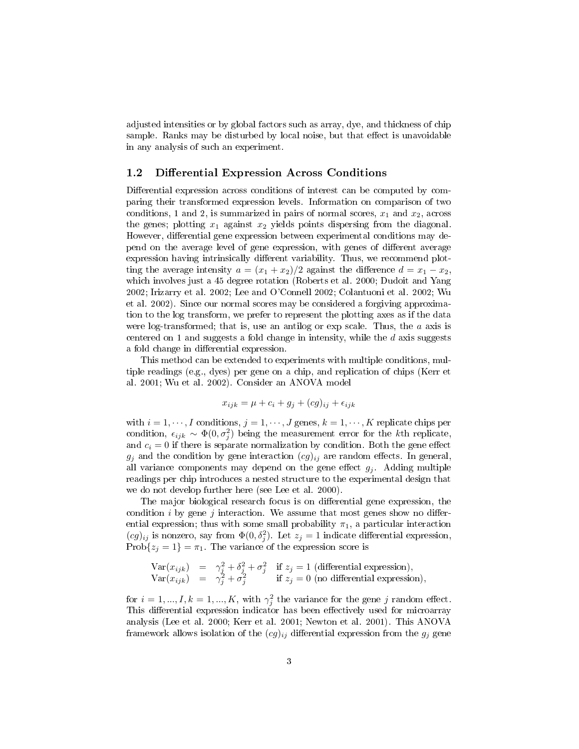adjusted intensities or by global factors such as array, dye, and thickness of chip sample. Ranks may be disturbed by local noise, but that effect is unavoidable in any analysis of such an experiment.

## 1.2 Differential Expression Across Conditions

Differential expression across conditions of interest can be computed by comparing their transformed expression levels. Information on comparison of two conditions, 1 and 2, is summarized in pairs of normal scores, $x_1$ and $x_2$, across the genes; plotting $x_1$ against $x_2$ yields points dispersing from the diagonal. However, differential gene expression between experimental conditions may depend on the average level of gene expression, with genes of different average expression having intrinsically different variability. Thus, we recommend plotting the average intensity $a = (x_1 + x_2)/2$ against the difference $d = x_1 - x_2$, which involves just a 45 degree rotation (Roberts et al. 2000; Dudoit and Yang 2002; Irizarry et al. 2002; Lee and O'Connell 2002; Colantuoni et al. 2002; Wu et al. 2002). Since our normal scores may be considered a forgiving approximation to the log transform, we prefer to represent the plotting axes as if the data were log-transformed; that is, use an antilog or exp scale. Thus, the $a$ axis is centered on 1 and suggests a fold change in intensity, while the $d$ axis suggests a fold change in differential expression.

This method can be extended to experiments with multiple conditions, multiple readings (e.g., dyes) per gene on a chip, and replication of chips (Kerr et al. 2001; Wu et al. 2002). Consider an ANOVA model

$$x_{ijk} = \mu + c_i + g_j + (cg)_{ij} + \epsilon_{ijk}$$

with $i = 1, \cdots, I$ conditions, $j = 1, \cdots, J$ genes, $k = 1, \cdots, K$ replicate chips per condition, $\epsilon_{ijk} \sim \Phi(0, \sigma_j^2)$ being the measurement error for the $k$th replicate, and $c_i = 0$ if there is separate normalization by condition. Both the gene effect $g_j$ and the condition by gene interaction $(cg)_{ij}$ are random effects. In general, all variance components may depend on the gene effect $g_j$. Adding multiple readings per chip introduces a nested structure to the experimental design that we do not develop further here (see Lee et al. 2000).

The major biological research focus is on differential gene expression, the condition $i$ by gene $j$ interaction. We assume that most genes show no differential expression; thus with some small probability $\pi_1$, a particular interaction $(cg)_{ij}$ is nonzero, say from $\Phi(0, \delta_j^2)$. Let $z_j = 1$ indicate differential expression, $\text{Prob}\{z_j = 1\} = \pi_1$. The variance of the expression score is

$$\begin{array}{lcll} \text{Var}(x_{ijk}) & = & \gamma_j^2 + \delta_j^2 + \sigma_j^2 & \text{if } z_j = 1 \text{ (differential expression)}, \\ \text{Var}(x_{ijk}) & = & \gamma_j^2 + \sigma_j^2 & \text{if } z_j = 0 \text{ (no differential expression)}, \end{array}$$

for $i = 1, ..., I, k = 1, ..., K$, with $\gamma_j^2$ the variance for the gene $j$ random effect. This differential expression indicator has been effectively used for microarray analysis (Lee et al. 2000; Kerr et al. 2001; Newton et al. 2001). This ANOVA framework allows isolation of the $(cg)_{ij}$ differential expression from the $g_j$ gene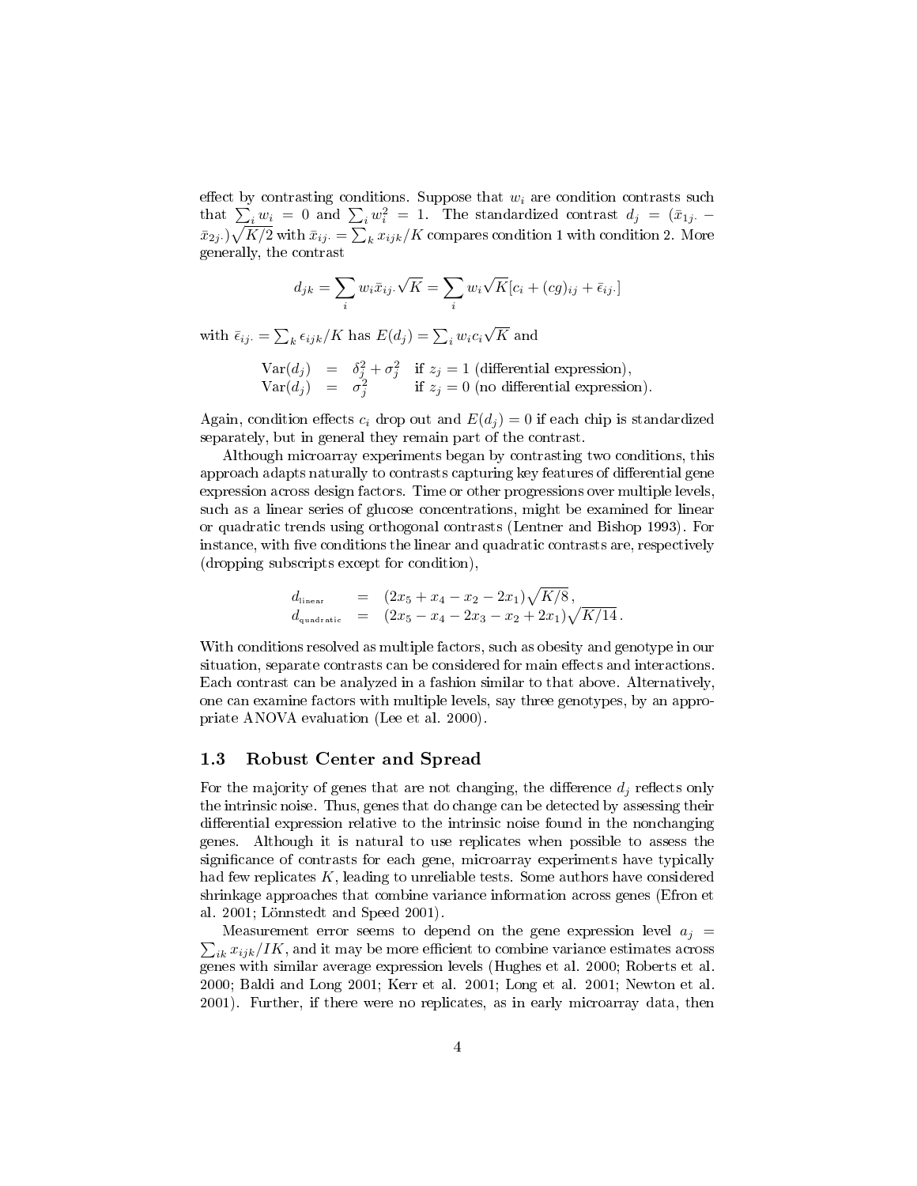effect by contrasting conditions. Suppose that $w_i$ are condition contrasts such that $\sum_i w_i = 0$ and $\sum_i w_i^2 = 1$. The standardized contrast $d_j = (\bar{x}_{1j\cdot} - \bar{x}_{2j\cdot})\sqrt{K/2}$ with $\bar{x}_{ij\cdot} = \sum_k x_{ijk}/K$ compares condition 1 with condition 2. More generally, the contrast

$$d_{jk} = \sum_i w_i \bar{x}_{ij\cdot}\sqrt{K} = \sum_i w_i \sqrt{K}[c_i + (cg)_{ij} + \bar{\epsilon}_{ij\cdot}]$$

with $\bar{\epsilon}_{ij\cdot} = \sum_k \epsilon_{ijk}/K$ has $E(d_j) = \sum_i w_i c_i \sqrt{K}$ and

$$\begin{aligned}
\mathrm{Var}(d_j) &= \delta_j^2 + \sigma_j^2 \quad \text{if } z_j = 1 \text{ (differential expression)}, \\
\mathrm{Var}(d_j) &= \sigma_j^2 \quad\quad\;\;\, \text{if } z_j = 0 \text{ (no differential expression)}.
\end{aligned}$$

Again, condition effects $c_i$ drop out and $E(d_j) = 0$ if each chip is standardized separately, but in general they remain part of the contrast.

Although microarray experiments began by contrasting two conditions, this approach adapts naturally to contrasts capturing key features of differential gene expression across design factors. Time or other progressions over multiple levels, such as a linear series of glucose concentrations, might be examined for linear or quadratic trends using orthogonal contrasts (Lentner and Bishop 1993). For instance, with five conditions the linear and quadratic contrasts are, respectively (dropping subscripts except for condition),

$$\begin{aligned}
d_{\text{linear}} &= (2x_5 + x_4 - x_2 - 2x_1)\sqrt{K/8}\,, \\
d_{\text{quadratic}} &= (2x_5 - x_4 - 2x_3 - x_2 + 2x_1)\sqrt{K/14}\,.
\end{aligned}$$

With conditions resolved as multiple factors, such as obesity and genotype in our situation, separate contrasts can be considered for main effects and interactions. Each contrast can be analyzed in a fashion similar to that above. Alternatively, one can examine factors with multiple levels, say three genotypes, by an appropriate ANOVA evaluation (Lee et al. 2000).

## 1.3 Robust Center and Spread

For the majority of genes that are not changing, the difference $d_j$ reflects only the intrinsic noise. Thus, genes that do change can be detected by assessing their differential expression relative to the intrinsic noise found in the nonchanging genes. Although it is natural to use replicates when possible to assess the significance of contrasts for each gene, microarray experiments have typically had few replicates $K$, leading to unreliable tests. Some authors have considered shrinkage approaches that combine variance information across genes (Efron et al. 2001; Lönnstedt and Speed 2001).

Measurement error seems to depend on the gene expression level $a_j = \sum_{ik} x_{ijk}/IK$, and it may be more efficient to combine variance estimates across genes with similar average expression levels (Hughes et al. 2000; Roberts et al. 2000; Baldi and Long 2001; Kerr et al. 2001; Long et al. 2001; Newton et al. 2001). Further, if there were no replicates, as in early microarray data, then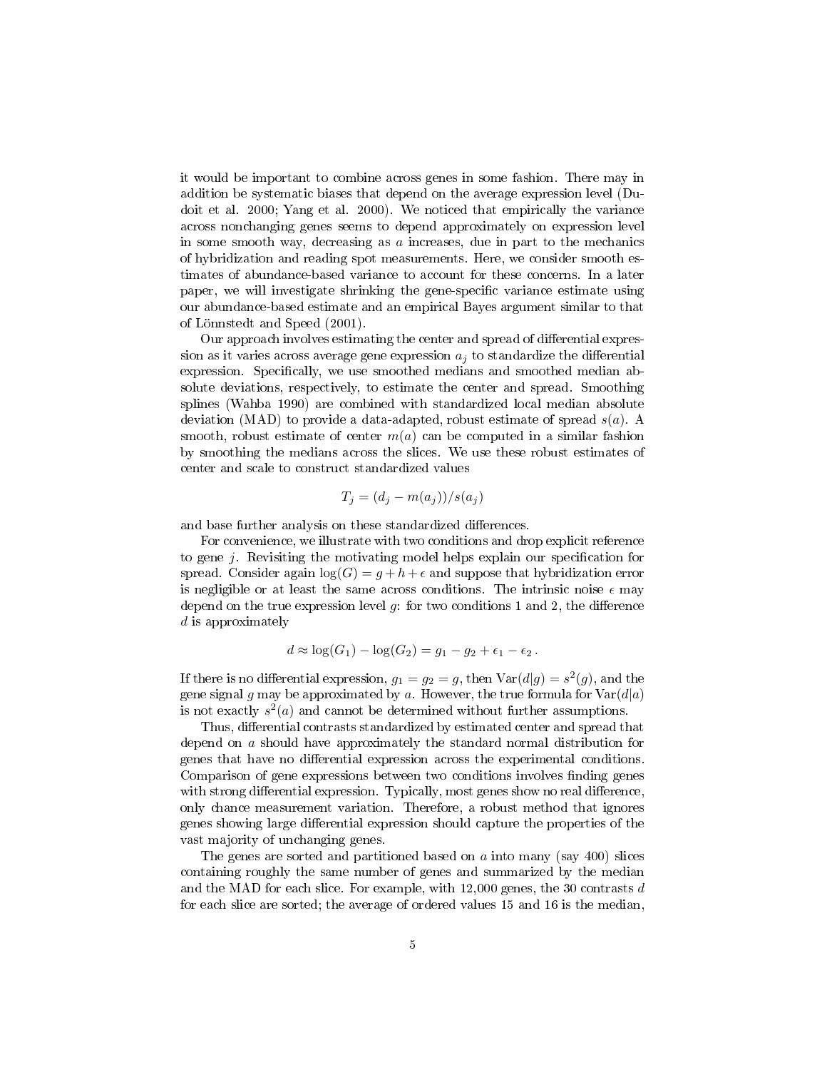it would be important to combine across genes in some fashion. There may in addition be systematic biases that depend on the average expression level (Dudoit et al. 2000; Yang et al. 2000). We noticed that empirically the variance across nonchanging genes seems to depend approximately on expression level in some smooth way, decreasing as $a$ increases, due in part to the mechanics of hybridization and reading spot measurements. Here, we consider smooth estimates of abundance-based variance to account for these concerns. In a later paper, we will investigate shrinking the gene-specific variance estimate using our abundance-based estimate and an empirical Bayes argument similar to that of Lönnstedt and Speed (2001).

Our approach involves estimating the center and spread of differential expression as it varies across average gene expression $a_j$ to standardize the differential expression. Specifically, we use smoothed medians and smoothed median absolute deviations, respectively, to estimate the center and spread. Smoothing splines (Wahba 1990) are combined with standardized local median absolute deviation (MAD) to provide a data-adapted, robust estimate of spread $s(a)$. A smooth, robust estimate of center $m(a)$ can be computed in a similar fashion by smoothing the medians across the slices. We use these robust estimates of center and scale to construct standardized values

$$T_j = (d_j - m(a_j))/s(a_j)$$

and base further analysis on these standardized differences.

For convenience, we illustrate with two conditions and drop explicit reference to gene $j$. Revisiting the motivating model helps explain our specification for spread. Consider again $\log(G) = g + h + \epsilon$ and suppose that hybridization error is negligible or at least the same across conditions. The intrinsic noise $\epsilon$ may depend on the true expression level $g$: for two conditions 1 and 2, the difference $d$ is approximately

$$d \approx \log(G_1) - \log(G_2) = g_1 - g_2 + \epsilon_1 - \epsilon_2 \,.$$

If there is no differential expression, $g_1 = g_2 = g$, then $\mathrm{Var}(d|g) = s^2(g)$, and the gene signal $g$ may be approximated by $a$. However, the true formula for $\mathrm{Var}(d|a)$ is not exactly $s^2(a)$ and cannot be determined without further assumptions.

Thus, differential contrasts standardized by estimated center and spread that depend on $a$ should have approximately the standard normal distribution for genes that have no differential expression across the experimental conditions. Comparison of gene expressions between two conditions involves finding genes with strong differential expression. Typically, most genes show no real difference, only chance measurement variation. Therefore, a robust method that ignores genes showing large differential expression should capture the properties of the vast majority of unchanging genes.

The genes are sorted and partitioned based on $a$ into many (say 400) slices containing roughly the same number of genes and summarized by the median and the MAD for each slice. For example, with 12,000 genes, the 30 contrasts $d$ for each slice are sorted; the average of ordered values 15 and 16 is the median,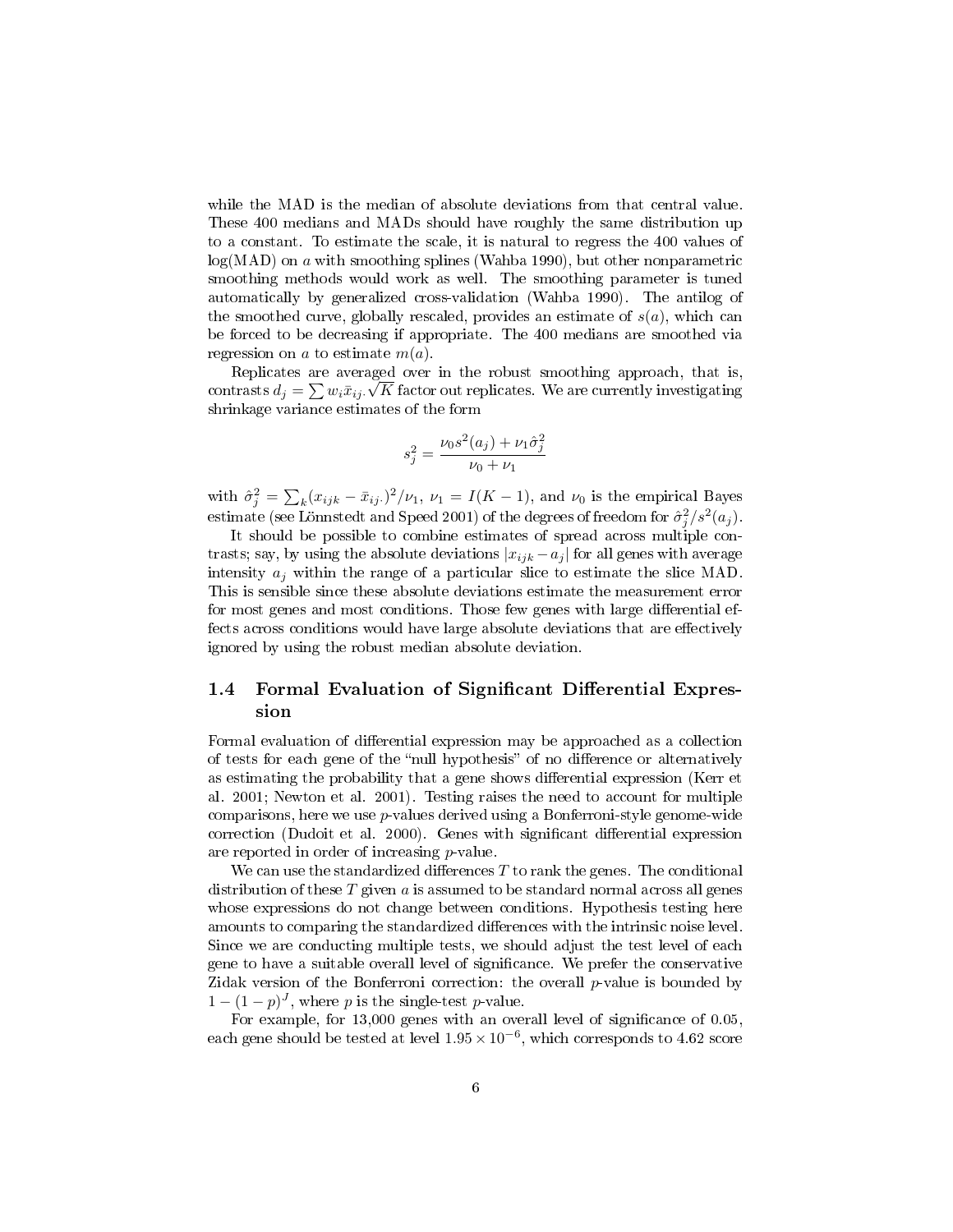while the MAD is the median of absolute deviations from that central value. These 400 medians and MADs should have roughly the same distribution up to a constant. To estimate the scale, it is natural to regress the 400 values of log(MAD) on $a$ with smoothing splines (Wahba 1990), but other nonparametric smoothing methods would work as well. The smoothing parameter is tuned automatically by generalized cross-validation (Wahba 1990). The antilog of the smoothed curve, globally rescaled, provides an estimate of $s(a)$, which can be forced to be decreasing if appropriate. The 400 medians are smoothed via regression on $a$ to estimate $m(a)$.

Replicates are averaged over in the robust smoothing approach, that is, contrasts $d_j = \sum w_i \bar{x}_{ij\cdot} \sqrt{K}$ factor out replicates. We are currently investigating shrinkage variance estimates of the form

$$s_j^2 = \frac{\nu_0 s^2(a_j) + \nu_1 \hat{\sigma}_j^2}{\nu_0 + \nu_1}$$

with $\hat{\sigma}_j^2 = \sum_k (x_{ijk} - \bar{x}_{ij\cdot})^2/\nu_1$, $\nu_1 = I(K-1)$, and $\nu_0$ is the empirical Bayes estimate (see Lönnstedt and Speed 2001) of the degrees of freedom for $\hat{\sigma}_j^2/s^2(a_j)$.

It should be possible to combine estimates of spread across multiple contrasts; say, by using the absolute deviations $|x_{ijk} - a_j|$ for all genes with average intensity $a_j$ within the range of a particular slice to estimate the slice MAD. This is sensible since these absolute deviations estimate the measurement error for most genes and most conditions. Those few genes with large differential effects across conditions would have large absolute deviations that are effectively ignored by using the robust median absolute deviation.

## 1.4 Formal Evaluation of Significant Differential Expression

Formal evaluation of differential expression may be approached as a collection of tests for each gene of the "null hypothesis" of no difference or alternatively as estimating the probability that a gene shows differential expression (Kerr et al. 2001; Newton et al. 2001). Testing raises the need to account for multiple comparisons, here we use $p$-values derived using a Bonferroni-style genome-wide correction (Dudoit et al. 2000). Genes with significant differential expression are reported in order of increasing $p$-value.

We can use the standardized differences $T$ to rank the genes. The conditional distribution of these $T$ given $a$ is assumed to be standard normal across all genes whose expressions do not change between conditions. Hypothesis testing here amounts to comparing the standardized differences with the intrinsic noise level. Since we are conducting multiple tests, we should adjust the test level of each gene to have a suitable overall level of significance. We prefer the conservative Zidak version of the Bonferroni correction: the overall $p$-value is bounded by $1 - (1-p)^J$, where $p$ is the single-test $p$-value.

For example, for 13,000 genes with an overall level of significance of 0.05, each gene should be tested at level $1.95 \times 10^{-6}$, which corresponds to 4.62 score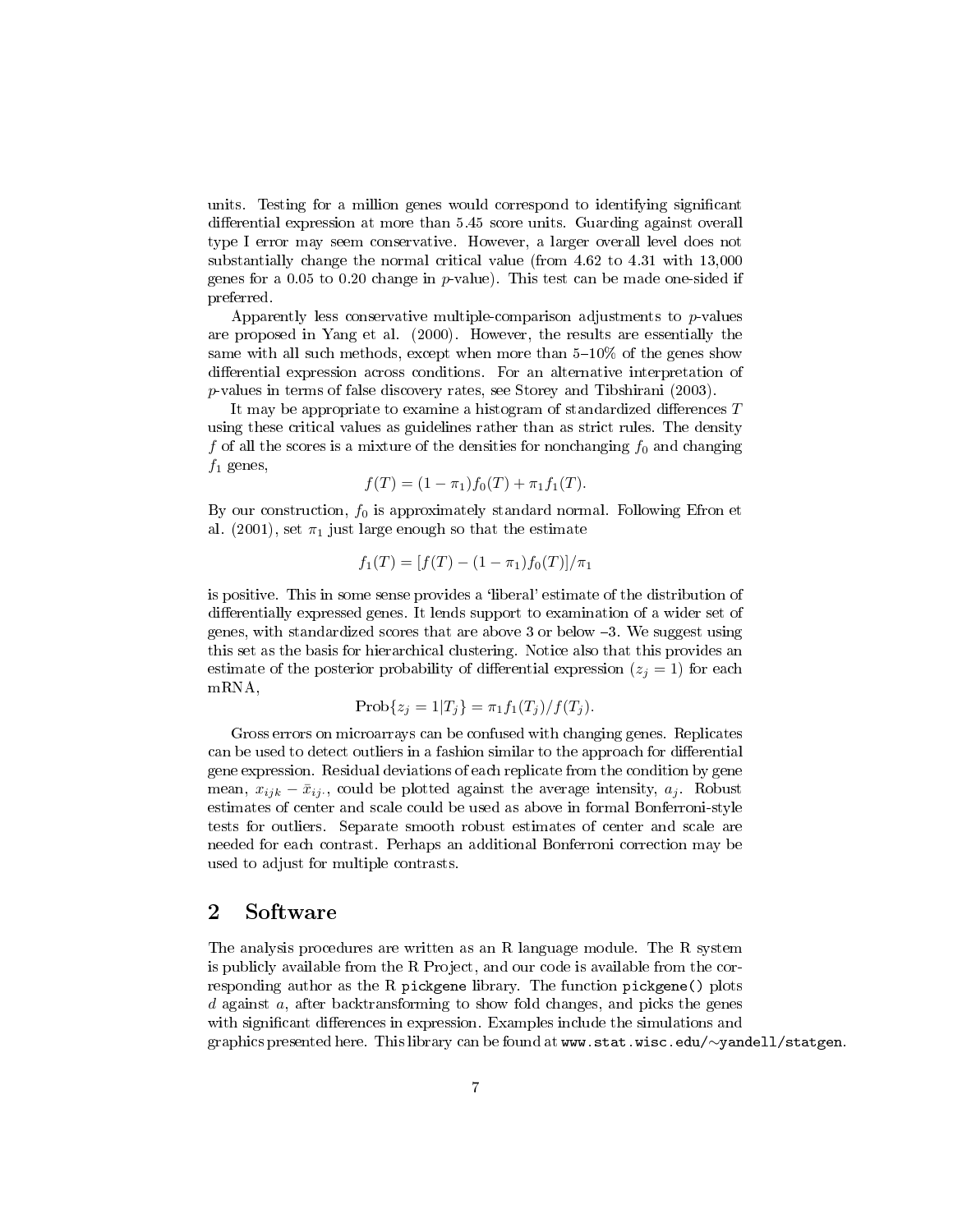units. Testing for a million genes would correspond to identifying significant differential expression at more than 5.45 score units. Guarding against overall type I error may seem conservative. However, a larger overall level does not substantially change the normal critical value (from 4.62 to 4.31 with 13,000 genes for a 0.05 to 0.20 change in $p$-value). This test can be made one-sided if preferred.

Apparently less conservative multiple-comparison adjustments to $p$-values are proposed in Yang et al. (2000). However, the results are essentially the same with all such methods, except when more than 5–10% of the genes show differential expression across conditions. For an alternative interpretation of $p$-values in terms of false discovery rates, see Storey and Tibshirani (2003).

It may be appropriate to examine a histogram of standardized differences $T$ using these critical values as guidelines rather than as strict rules. The density $f$ of all the scores is a mixture of the densities for nonchanging $f_0$ and changing $f_1$ genes,

$$f(T) = (1 - \pi_1) f_0(T) + \pi_1 f_1(T).$$

By our construction, $f_0$ is approximately standard normal. Following Efron et al. (2001), set $\pi_1$ just large enough so that the estimate

$$f_1(T) = [f(T) - (1 - \pi_1) f_0(T)]/\pi_1$$

is positive. This in some sense provides a 'liberal' estimate of the distribution of differentially expressed genes. It lends support to examination of a wider set of genes, with standardized scores that are above 3 or below –3. We suggest using this set as the basis for hierarchical clustering. Notice also that this provides an estimate of the posterior probability of differential expression ($z_j = 1$) for each mRNA,

$$\text{Prob}\{z_j = 1 | T_j\} = \pi_1 f_1(T_j)/f(T_j).$$

Gross errors on microarrays can be confused with changing genes. Replicates can be used to detect outliers in a fashion similar to the approach for differential gene expression. Residual deviations of each replicate from the condition by gene mean, $x_{ijk} - \bar{x}_{ij\cdot}$, could be plotted against the average intensity, $a_j$. Robust estimates of center and scale could be used as above in formal Bonferroni-style tests for outliers. Separate smooth robust estimates of center and scale are needed for each contrast. Perhaps an additional Bonferroni correction may be used to adjust for multiple contrasts.

## 2 Software

The analysis procedures are written as an R language module. The R system is publicly available from the R Project, and our code is available from the corresponding author as the R `pickgene` library. The function `pickgene()` plots $d$ against $a$, after backtransforming to show fold changes, and picks the genes with significant differences in expression. Examples include the simulations and graphics presented here. This library can be found at `www.stat.wisc.edu/~yandell/statgen`.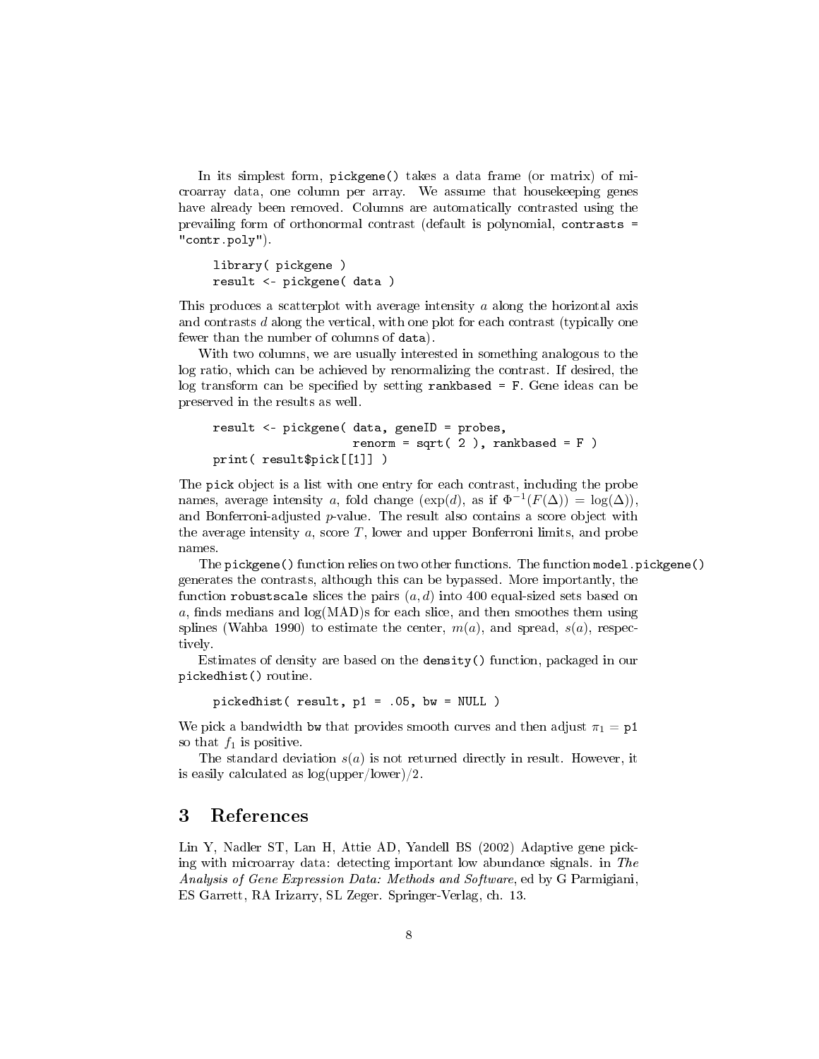In its simplest form, `pickgene()` takes a data frame (or matrix) of microarray data, one column per array. We assume that housekeeping genes have already been removed. Columns are automatically contrasted using the prevailing form of orthonormal contrast (default is polynomial, `contrasts = "contr.poly"`).

```
library( pickgene )
result <- pickgene( data )
```

This produces a scatterplot with average intensity $a$ along the horizontal axis and contrasts $d$ along the vertical, with one plot for each contrast (typically one fewer than the number of columns of `data`).

With two columns, we are usually interested in something analogous to the log ratio, which can be achieved by renormalizing the contrast. If desired, the log transform can be specified by setting `rankbased = F`. Gene ideas can be preserved in the results as well.

```
result <- pickgene( data, geneID = probes,
                    renorm = sqrt( 2 ), rankbased = F )
print( result$pick[[1]] )
```

The `pick` object is a list with one entry for each contrast, including the probe names, average intensity $a$, fold change ($\exp(d)$, as if $\Phi^{-1}(F(\Delta)) = \log(\Delta)$), and Bonferroni-adjusted $p$-value. The result also contains a score object with the average intensity $a$, score $T$, lower and upper Bonferroni limits, and probe names.

The `pickgene()` function relies on two other functions. The function `model.pickgene()` generates the contrasts, although this can be bypassed. More importantly, the function `robustscale` slices the pairs $(a, d)$ into 400 equal-sized sets based on $a$, finds medians and log(MAD)s for each slice, and then smoothes them using splines (Wahba 1990) to estimate the center, $m(a)$, and spread, $s(a)$, respectively.

Estimates of density are based on the `density()` function, packaged in our `pickedhist()` routine.

```
pickedhist( result, p1 = .05, bw = NULL )
```

We pick a bandwidth `bw` that provides smooth curves and then adjust $\pi_1 =$ `p1` so that $f_1$ is positive.

The standard deviation $s(a)$ is not returned directly in result. However, it is easily calculated as log(upper/lower)/2.

# 3 References

Lin Y, Nadler ST, Lan H, Attie AD, Yandell BS (2002) Adaptive gene picking with microarray data: detecting important low abundance signals. in *The Analysis of Gene Expression Data: Methods and Software*, ed by G Parmigiani, ES Garrett, RA Irizarry, SL Zeger. Springer-Verlag, ch. 13.